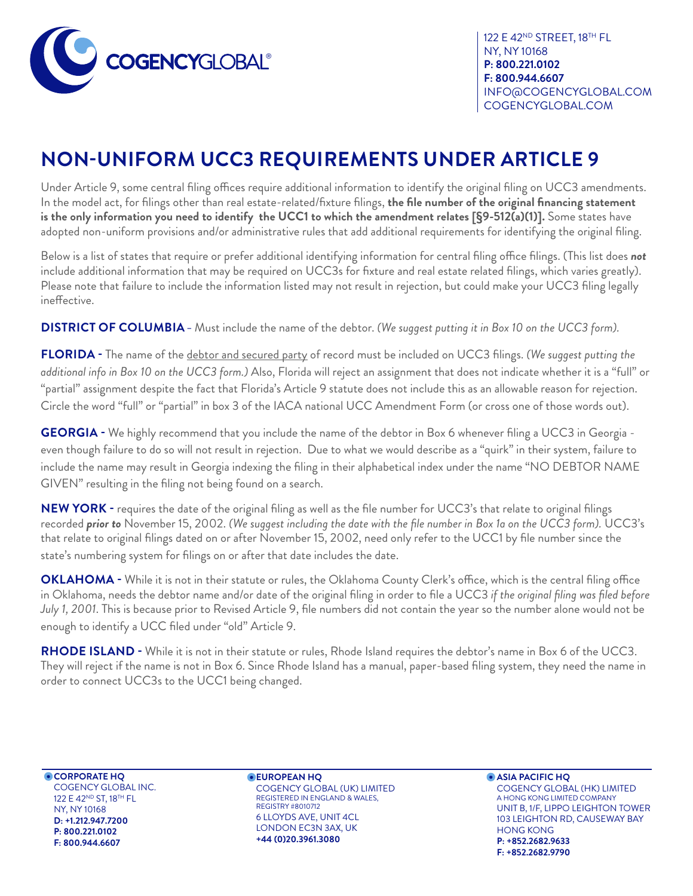COGENCYGLOBAL®

122 E 42ND STREET, 18TH FL
NY, NY 10168
**P: 800.221.0102**
**F: 800.944.6607**
INFO@COGENCYGLOBAL.COM
COGENCYGLOBAL.COM

# NON-UNIFORM UCC3 REQUIREMENTS UNDER ARTICLE 9

Under Article 9, some central filing offices require additional information to identify the original filing on UCC3 amendments. In the model act, for filings other than real estate-related/fixture filings, **the file number of the original financing statement is the only information you need to identify the UCC1 to which the amendment relates [§9-512(a)(1)].** Some states have adopted non-uniform provisions and/or administrative rules that add additional requirements for identifying the original filing.

Below is a list of states that require or prefer additional identifying information for central filing office filings. (This list does ***not*** include additional information that may be required on UCC3s for fixture and real estate related filings, which varies greatly). Please note that failure to include the information listed may not result in rejection, but could make your UCC3 filing legally ineffective.

**DISTRICT OF COLUMBIA** - Must include the name of the debtor. *(We suggest putting it in Box 10 on the UCC3 form).*

**FLORIDA -** The name of the debtor and secured party of record must be included on UCC3 filings. *(We suggest putting the additional info in Box 10 on the UCC3 form.)* Also, Florida will reject an assignment that does not indicate whether it is a "full" or "partial" assignment despite the fact that Florida's Article 9 statute does not include this as an allowable reason for rejection. Circle the word "full" or "partial" in box 3 of the IACA national UCC Amendment Form (or cross one of those words out).

**GEORGIA -** We highly recommend that you include the name of the debtor in Box 6 whenever filing a UCC3 in Georgia - even though failure to do so will not result in rejection. Due to what we would describe as a "quirk" in their system, failure to include the name may result in Georgia indexing the filing in their alphabetical index under the name "NO DEBTOR NAME GIVEN" resulting in the filing not being found on a search.

**NEW YORK -** requires the date of the original filing as well as the file number for UCC3's that relate to original filings recorded ***prior to*** November 15, 2002. *(We suggest including the date with the file number in Box 1a on the UCC3 form).* UCC3's that relate to original filings dated on or after November 15, 2002, need only refer to the UCC1 by file number since the state's numbering system for filings on or after that date includes the date.

**OKLAHOMA -** While it is not in their statute or rules, the Oklahoma County Clerk's office, which is the central filing office in Oklahoma, needs the debtor name and/or date of the original filing in order to file a UCC3 *if the original filing was filed before July 1, 2001*. This is because prior to Revised Article 9, file numbers did not contain the year so the number alone would not be enough to identify a UCC filed under "old" Article 9.

**RHODE ISLAND -** While it is not in their statute or rules, Rhode Island requires the debtor's name in Box 6 of the UCC3. They will reject if the name is not in Box 6. Since Rhode Island has a manual, paper-based filing system, they need the name in order to connect UCC3s to the UCC1 being changed.

**CORPORATE HQ**
COGENCY GLOBAL INC.
122 E 42ND ST, 18TH FL
NY, NY 10168
**D: +1.212.947.7200**
**P: 800.221.0102**
**F: 800.944.6607**

**EUROPEAN HQ**
COGENCY GLOBAL (UK) LIMITED
REGISTERED IN ENGLAND & WALES, REGISTRY #8010712
6 LLOYDS AVE, UNIT 4CL
LONDON EC3N 3AX, UK
**+44 (0)20.3961.3080**

**ASIA PACIFIC HQ**
COGENCY GLOBAL (HK) LIMITED
A HONG KONG LIMITED COMPANY
UNIT B, 1/F, LIPPO LEIGHTON TOWER
103 LEIGHTON RD, CAUSEWAY BAY
HONG KONG
**P: +852.2682.9633**
**F: +852.2682.9790**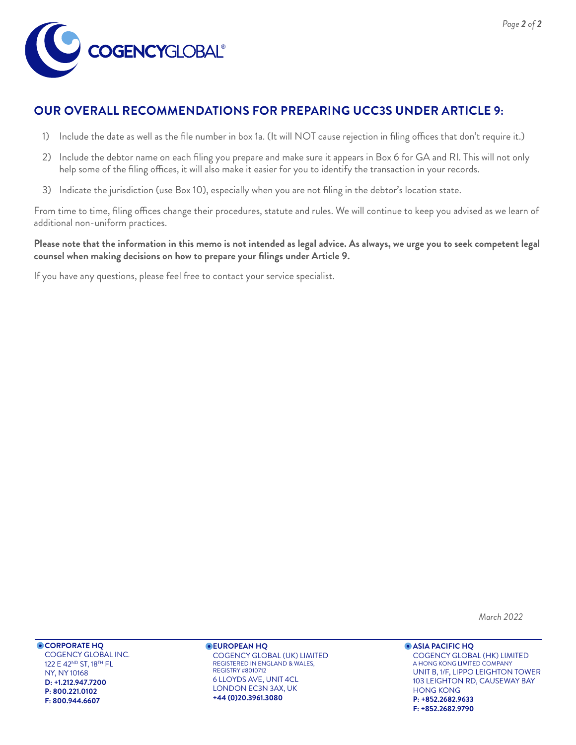## OUR OVERALL RECOMMENDATIONS FOR PREPARING UCC3S UNDER ARTICLE 9:

1) Include the date as well as the file number in box 1a. (It will NOT cause rejection in filing offices that don't require it.)
2) Include the debtor name on each filing you prepare and make sure it appears in Box 6 for GA and RI. This will not only help some of the filing offices, it will also make it easier for you to identify the transaction in your records.
3) Indicate the jurisdiction (use Box 10), especially when you are not filing in the debtor's location state.

From time to time, filing offices change their procedures, statute and rules. We will continue to keep you advised as we learn of additional non-uniform practices.

**Please note that the information in this memo is not intended as legal advice. As always, we urge you to seek competent legal counsel when making decisions on how to prepare your filings under Article 9.**

If you have any questions, please feel free to contact your service specialist.

*March 2022*

**CORPORATE HQ**
COGENCY GLOBAL INC.
122 E 42ND ST, 18TH FL
NY, NY 10168
**D: +1.212.947.7200**
**P: 800.221.0102**
**F: 800.944.6607**

**EUROPEAN HQ**
COGENCY GLOBAL (UK) LIMITED
REGISTERED IN ENGLAND & WALES, REGISTRY #8010712
6 LLOYDS AVE, UNIT 4CL
LONDON EC3N 3AX, UK
**+44 (0)20.3961.3080**

**ASIA PACIFIC HQ**
COGENCY GLOBAL (HK) LIMITED
A HONG KONG LIMITED COMPANY
UNIT B, 1/F, LIPPO LEIGHTON TOWER
103 LEIGHTON RD, CAUSEWAY BAY
HONG KONG
**P: +852.2682.9633**
**F: +852.2682.9790**